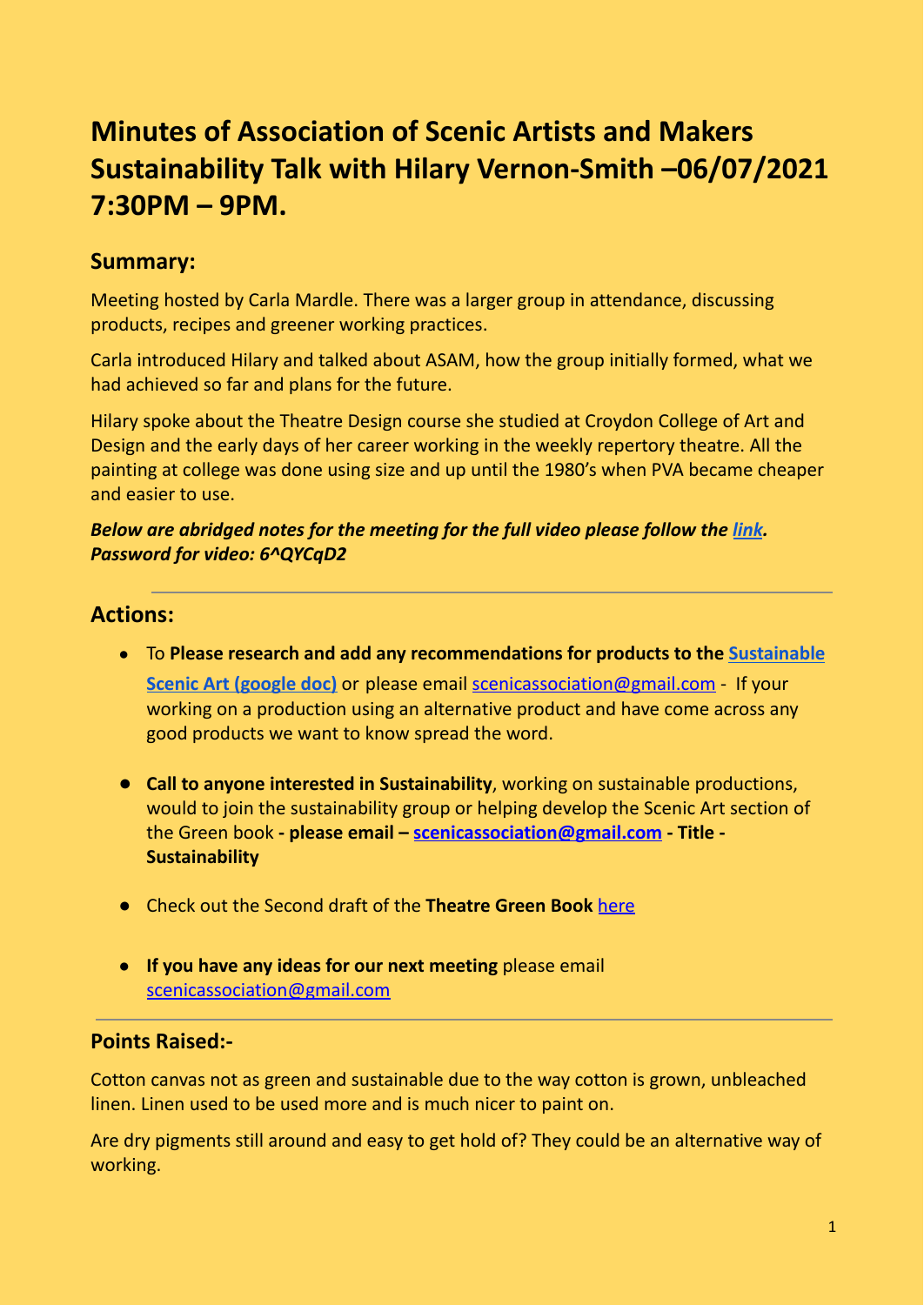# Minutes of Association of Scenic Artists and Makers Sustainability Talk with Hilary Vernon-Smith –06/07/2021 7:30PM – 9PM.

## Summary:

Meeting hosted by Carla Mardle. There was a larger group in attendance, discussing products, recipes and greener working practices.

Carla introduced Hilary and talked about ASAM, how the group initially formed, what we had achieved so far and plans for the future.

Hilary spoke about the Theatre Design course she studied at Croydon College of Art and Design and the early days of her career working in the weekly repertory theatre. All the painting at college was done using size and up until the 1980's when PVA became cheaper and easier to use.

***Below are abridged notes for the meeting for the full video please follow the link. Password for video: 6^QYCqD2***

---

## Actions:

- To **Please research and add any recommendations for products to the Sustainable Scenic Art (google doc)** or please email scenicassociation@gmail.com - If your working on a production using an alternative product and have come across any good products we want to know spread the word.

- **Call to anyone interested in Sustainability**, working on sustainable productions, would to join the sustainability group or helping develop the Scenic Art section of the Green book **- please email – scenicassociation@gmail.com - Title - Sustainability**

- Check out the Second draft of the **Theatre Green Book** here

- **If you have any ideas for our next meeting** please email scenicassociation@gmail.com

---

## Points Raised:-

Cotton canvas not as green and sustainable due to the way cotton is grown, unbleached linen. Linen used to be used more and is much nicer to paint on.

Are dry pigments still around and easy to get hold of? They could be an alternative way of working.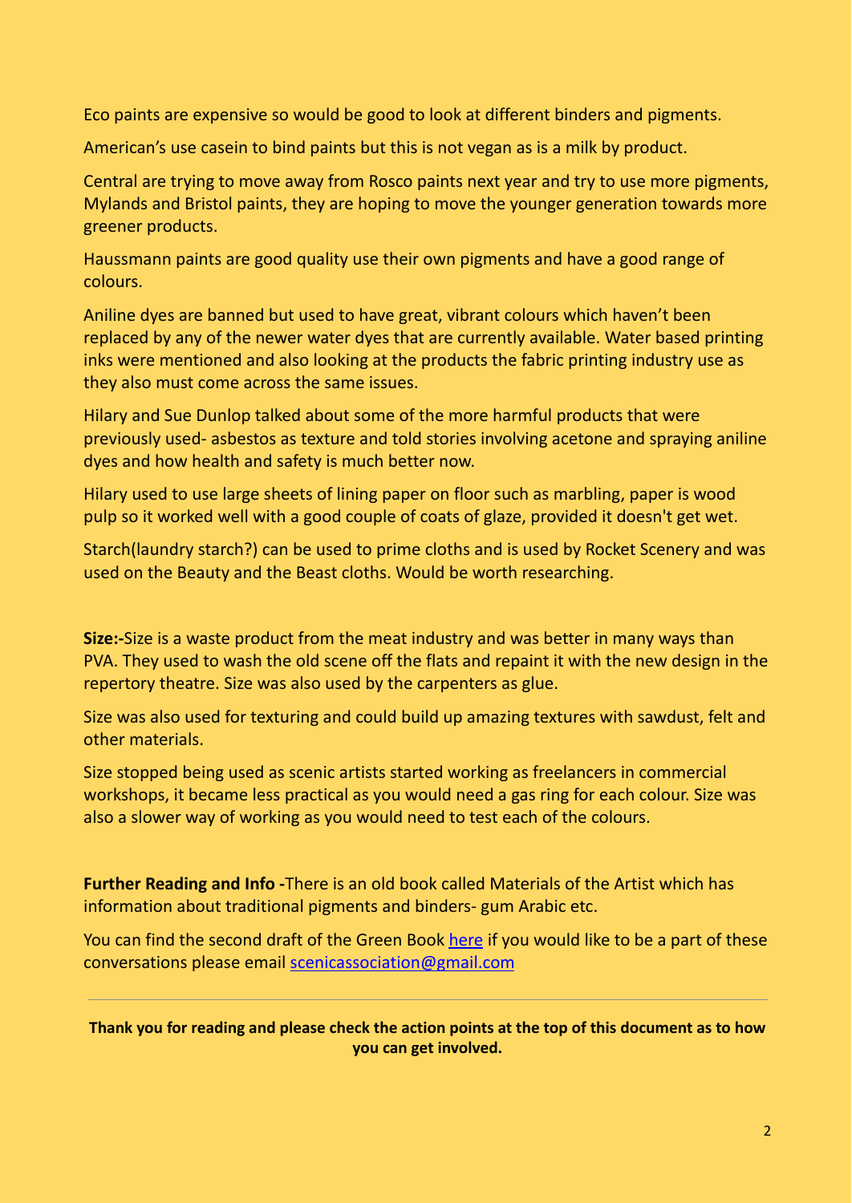Eco paints are expensive so would be good to look at different binders and pigments.

American's use casein to bind paints but this is not vegan as is a milk by product.

Central are trying to move away from Rosco paints next year and try to use more pigments, Mylands and Bristol paints, they are hoping to move the younger generation towards more greener products.

Haussmann paints are good quality use their own pigments and have a good range of colours.

Aniline dyes are banned but used to have great, vibrant colours which haven't been replaced by any of the newer water dyes that are currently available. Water based printing inks were mentioned and also looking at the products the fabric printing industry use as they also must come across the same issues.

Hilary and Sue Dunlop talked about some of the more harmful products that were previously used- asbestos as texture and told stories involving acetone and spraying aniline dyes and how health and safety is much better now.

Hilary used to use large sheets of lining paper on floor such as marbling, paper is wood pulp so it worked well with a good couple of coats of glaze, provided it doesn't get wet.

Starch(laundry starch?) can be used to prime cloths and is used by Rocket Scenery and was used on the Beauty and the Beast cloths. Would be worth researching.

**Size:-**Size is a waste product from the meat industry and was better in many ways than PVA. They used to wash the old scene off the flats and repaint it with the new design in the repertory theatre. Size was also used by the carpenters as glue.

Size was also used for texturing and could build up amazing textures with sawdust, felt and other materials.

Size stopped being used as scenic artists started working as freelancers in commercial workshops, it became less practical as you would need a gas ring for each colour. Size was also a slower way of working as you would need to test each of the colours.

**Further Reading and Info -**There is an old book called Materials of the Artist which has information about traditional pigments and binders- gum Arabic etc.

You can find the second draft of the Green Book [here]() if you would like to be a part of these conversations please email [scenicassociation@gmail.com](mailto:scenicassociation@gmail.com)

---

**Thank you for reading and please check the action points at the top of this document as to how you can get involved.**